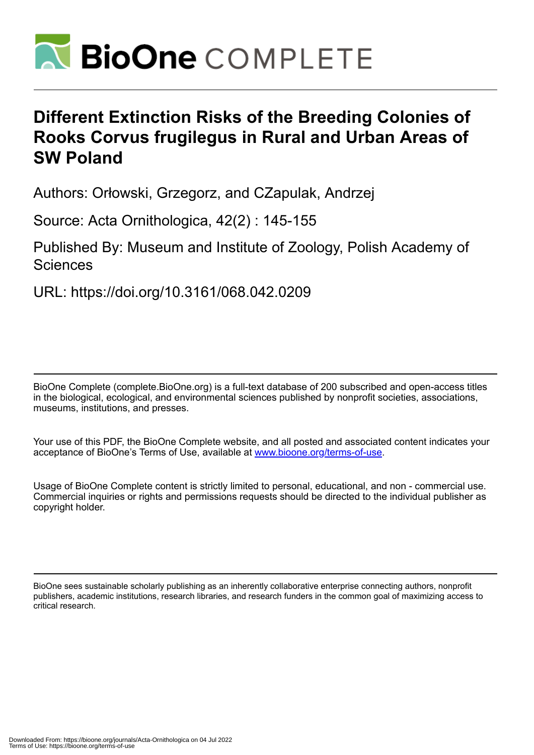# Different Extinction Risks of the Breeding Colonies of Rooks Corvus frugilegus in Rural and Urban Areas of SW Poland

Authors: Orłowski, Grzegorz, and CZapulak, Andrzej

Source: Acta Ornithologica, 42(2) : 145-155

Published By: Museum and Institute of Zoology, Polish Academy of Sciences

URL: https://doi.org/10.3161/068.042.0209

BioOne Complete (complete.BioOne.org) is a full-text database of 200 subscribed and open-access titles in the biological, ecological, and environmental sciences published by nonprofit societies, associations, museums, institutions, and presses.

Your use of this PDF, the BioOne Complete website, and all posted and associated content indicates your acceptance of BioOne's Terms of Use, available at www.bioone.org/terms-of-use.

Usage of BioOne Complete content is strictly limited to personal, educational, and non - commercial use. Commercial inquiries or rights and permissions requests should be directed to the individual publisher as copyright holder.

BioOne sees sustainable scholarly publishing as an inherently collaborative enterprise connecting authors, nonprofit publishers, academic institutions, research libraries, and research funders in the common goal of maximizing access to critical research.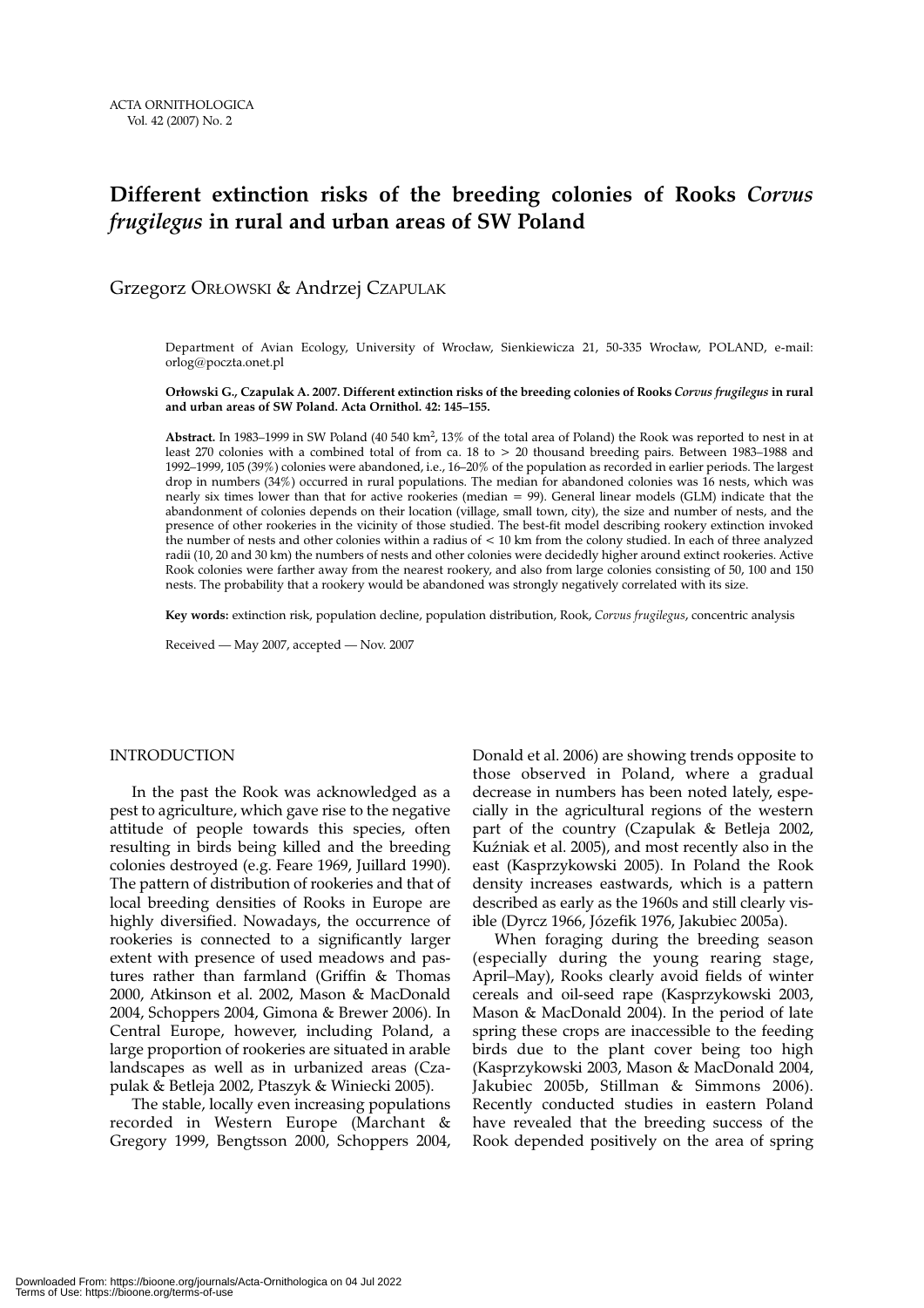ACTA ORNITHOLOGICA
Vol. 42 (2007) No. 2

# Different extinction risks of the breeding colonies of Rooks *Corvus frugilegus* in rural and urban areas of SW Poland

Grzegorz ORŁOWSKI & Andrzej CZAPULAK

Department of Avian Ecology, University of Wrocław, Sienkiewicza 21, 50-335 Wrocław, POLAND, e-mail: orlog@poczta.onet.pl

**Orłowski G., Czapulak A. 2007. Different extinction risks of the breeding colonies of Rooks *Corvus frugilegus* in rural and urban areas of SW Poland. Acta Ornithol. 42: 145–155.**

**Abstract.** In 1983–1999 in SW Poland (40 540 km$^2$, 13% of the total area of Poland) the Rook was reported to nest in at least 270 colonies with a combined total of from ca. 18 to > 20 thousand breeding pairs. Between 1983–1988 and 1992–1999, 105 (39%) colonies were abandoned, i.e., 16–20% of the population as recorded in earlier periods. The largest drop in numbers (34%) occurred in rural populations. The median for abandoned colonies was 16 nests, which was nearly six times lower than that for active rookeries (median = 99). General linear models (GLM) indicate that the abandonment of colonies depends on their location (village, small town, city), the size and number of nests, and the presence of other rookeries in the vicinity of those studied. The best-fit model describing rookery extinction invoked the number of nests and other colonies within a radius of < 10 km from the colony studied. In each of three analyzed radii (10, 20 and 30 km) the numbers of nests and other colonies were decidedly higher around extinct rookeries. Active Rook colonies were farther away from the nearest rookery, and also from large colonies consisting of 50, 100 and 150 nests. The probability that a rookery would be abandoned was strongly negatively correlated with its size.

**Key words:** extinction risk, population decline, population distribution, Rook, *Corvus frugilegus*, concentric analysis

Received — May 2007, accepted — Nov. 2007

## INTRODUCTION

In the past the Rook was acknowledged as a pest to agriculture, which gave rise to the negative attitude of people towards this species, often resulting in birds being killed and the breeding colonies destroyed (e.g. Feare 1969, Juillard 1990). The pattern of distribution of rookeries and that of local breeding densities of Rooks in Europe are highly diversified. Nowadays, the occurrence of rookeries is connected to a significantly larger extent with presence of used meadows and pastures rather than farmland (Griffin & Thomas 2000, Atkinson et al. 2002, Mason & MacDonald 2004, Schoppers 2004, Gimona & Brewer 2006). In Central Europe, however, including Poland, a large proportion of rookeries are situated in arable landscapes as well as in urbanized areas (Czapulak & Betleja 2002, Ptaszyk & Winiecki 2005).

The stable, locally even increasing populations recorded in Western Europe (Marchant & Gregory 1999, Bengtsson 2000, Schoppers 2004, Donald et al. 2006) are showing trends opposite to those observed in Poland, where a gradual decrease in numbers has been noted lately, especially in the agricultural regions of the western part of the country (Czapulak & Betleja 2002, Kuźniak et al. 2005), and most recently also in the east (Kasprzykowski 2005). In Poland the Rook density increases eastwards, which is a pattern described as early as the 1960s and still clearly visible (Dyrcz 1966, Józefik 1976, Jakubiec 2005a).

When foraging during the breeding season (especially during the young rearing stage, April–May), Rooks clearly avoid fields of winter cereals and oil-seed rape (Kasprzykowski 2003, Mason & MacDonald 2004). In the period of late spring these crops are inaccessible to the feeding birds due to the plant cover being too high (Kasprzykowski 2003, Mason & MacDonald 2004, Jakubiec 2005b, Stillman & Simmons 2006). Recently conducted studies in eastern Poland have revealed that the breeding success of the Rook depended positively on the area of spring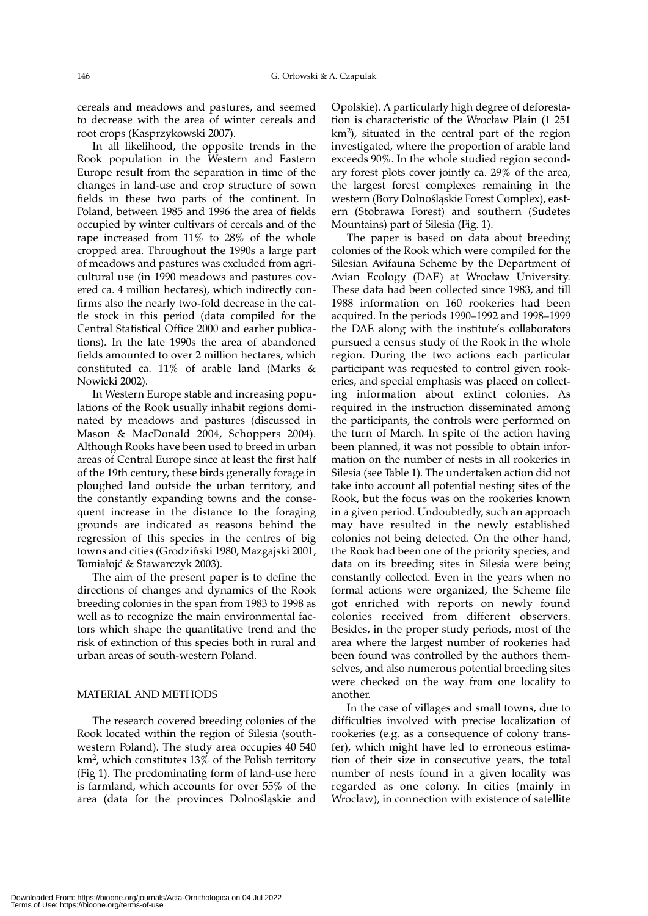cereals and meadows and pastures, and seemed to decrease with the area of winter cereals and root crops (Kasprzykowski 2007).

In all likelihood, the opposite trends in the Rook population in the Western and Eastern Europe result from the separation in time of the changes in land-use and crop structure of sown fields in these two parts of the continent. In Poland, between 1985 and 1996 the area of fields occupied by winter cultivars of cereals and of the rape increased from 11% to 28% of the whole cropped area. Throughout the 1990s a large part of meadows and pastures was excluded from agricultural use (in 1990 meadows and pastures covered ca. 4 million hectares), which indirectly confirms also the nearly two-fold decrease in the cattle stock in this period (data compiled for the Central Statistical Office 2000 and earlier publications). In the late 1990s the area of abandoned fields amounted to over 2 million hectares, which constituted ca. 11% of arable land (Marks & Nowicki 2002).

In Western Europe stable and increasing populations of the Rook usually inhabit regions dominated by meadows and pastures (discussed in Mason & MacDonald 2004, Schoppers 2004). Although Rooks have been used to breed in urban areas of Central Europe since at least the first half of the 19th century, these birds generally forage in ploughed land outside the urban territory, and the constantly expanding towns and the consequent increase in the distance to the foraging grounds are indicated as reasons behind the regression of this species in the centres of big towns and cities (Grodziński 1980, Mazgajski 2001, Tomiałojć & Stawarczyk 2003).

The aim of the present paper is to define the directions of changes and dynamics of the Rook breeding colonies in the span from 1983 to 1998 as well as to recognize the main environmental factors which shape the quantitative trend and the risk of extinction of this species both in rural and urban areas of south-western Poland.

## MATERIAL AND METHODS

The research covered breeding colonies of the Rook located within the region of Silesia (south-western Poland). The study area occupies 40 540 km$^2$, which constitutes 13% of the Polish territory (Fig 1). The predominating form of land-use here is farmland, which accounts for over 55% of the area (data for the provinces Dolnośląskie and Opolskie). A particularly high degree of deforestation is characteristic of the Wrocław Plain (1 251 km$^2$), situated in the central part of the region investigated, where the proportion of arable land exceeds 90%. In the whole studied region secondary forest plots cover jointly ca. 29% of the area, the largest forest complexes remaining in the western (Bory Dolnośląskie Forest Complex), eastern (Stobrawa Forest) and southern (Sudetes Mountains) part of Silesia (Fig. 1).

The paper is based on data about breeding colonies of the Rook which were compiled for the Silesian Avifauna Scheme by the Department of Avian Ecology (DAE) at Wrocław University. These data had been collected since 1983, and till 1988 information on 160 rookeries had been acquired. In the periods 1990–1992 and 1998–1999 the DAE along with the institute's collaborators pursued a census study of the Rook in the whole region. During the two actions each particular participant was requested to control given rookeries, and special emphasis was placed on collecting information about extinct colonies. As required in the instruction disseminated among the participants, the controls were performed on the turn of March. In spite of the action having been planned, it was not possible to obtain information on the number of nests in all rookeries in Silesia (see Table 1). The undertaken action did not take into account all potential nesting sites of the Rook, but the focus was on the rookeries known in a given period. Undoubtedly, such an approach may have resulted in the newly established colonies not being detected. On the other hand, the Rook had been one of the priority species, and data on its breeding sites in Silesia were being constantly collected. Even in the years when no formal actions were organized, the Scheme file got enriched with reports on newly found colonies received from different observers. Besides, in the proper study periods, most of the area where the largest number of rookeries had been found was controlled by the authors themselves, and also numerous potential breeding sites were checked on the way from one locality to another.

In the case of villages and small towns, due to difficulties involved with precise localization of rookeries (e.g. as a consequence of colony transfer), which might have led to erroneous estimation of their size in consecutive years, the total number of nests found in a given locality was regarded as one colony. In cities (mainly in Wrocław), in connection with existence of satellite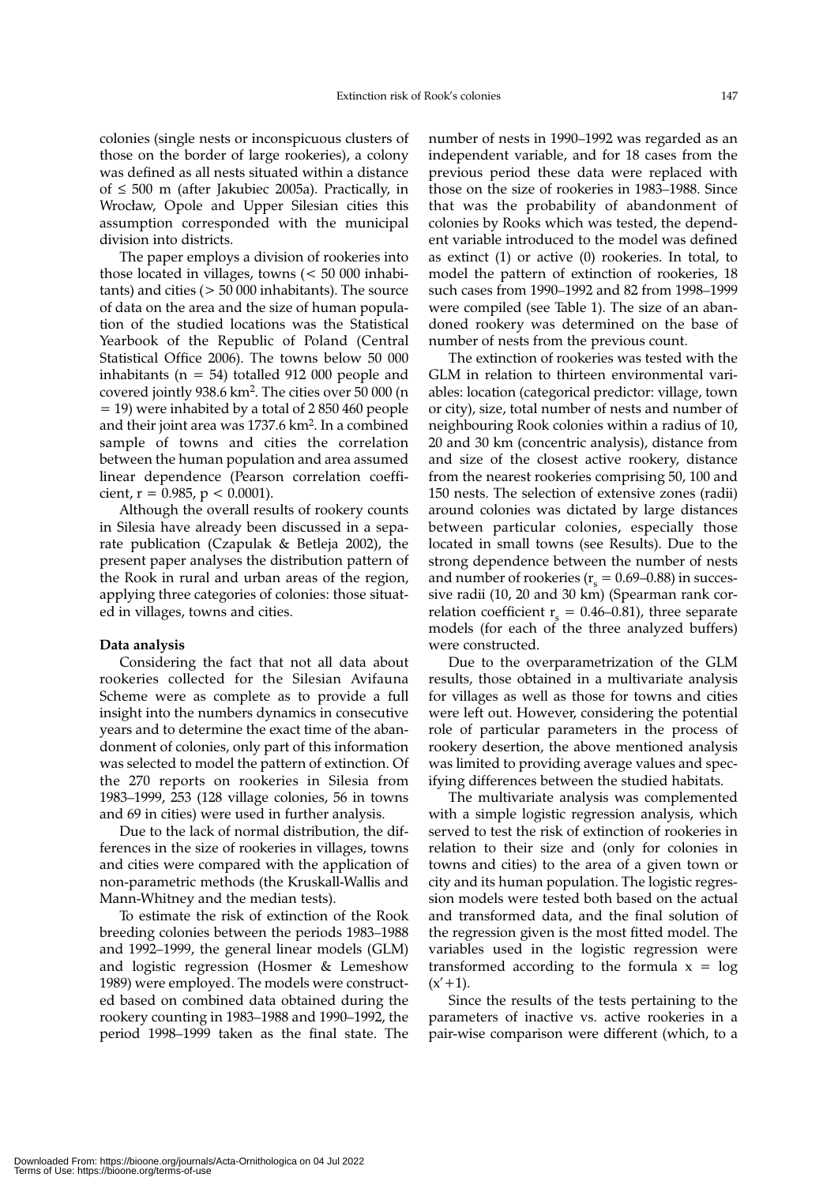colonies (single nests or inconspicuous clusters of those on the border of large rookeries), a colony was defined as all nests situated within a distance of ≤ 500 m (after Jakubiec 2005a). Practically, in Wrocław, Opole and Upper Silesian cities this assumption corresponded with the municipal division into districts.

The paper employs a division of rookeries into those located in villages, towns (< 50 000 inhabitants) and cities (> 50 000 inhabitants). The source of data on the area and the size of human population of the studied locations was the Statistical Yearbook of the Republic of Poland (Central Statistical Office 2006). The towns below 50 000 inhabitants (n = 54) totalled 912 000 people and covered jointly 938.6 km$^2$. The cities over 50 000 (n = 19) were inhabited by a total of 2 850 460 people and their joint area was 1737.6 km$^2$. In a combined sample of towns and cities the correlation between the human population and area assumed linear dependence (Pearson correlation coefficient, $r = 0.985$, $p < 0.0001$).

Although the overall results of rookery counts in Silesia have already been discussed in a separate publication (Czapulak & Betleja 2002), the present paper analyses the distribution pattern of the Rook in rural and urban areas of the region, applying three categories of colonies: those situated in villages, towns and cities.

**Data analysis**

Considering the fact that not all data about rookeries collected for the Silesian Avifauna Scheme were as complete as to provide a full insight into the numbers dynamics in consecutive years and to determine the exact time of the abandonment of colonies, only part of this information was selected to model the pattern of extinction. Of the 270 reports on rookeries in Silesia from 1983–1999, 253 (128 village colonies, 56 in towns and 69 in cities) were used in further analysis.

Due to the lack of normal distribution, the differences in the size of rookeries in villages, towns and cities were compared with the application of non-parametric methods (the Kruskall-Wallis and Mann-Whitney and the median tests).

To estimate the risk of extinction of the Rook breeding colonies between the periods 1983–1988 and 1992–1999, the general linear models (GLM) and logistic regression (Hosmer & Lemeshow 1989) were employed. The models were constructed based on combined data obtained during the rookery counting in 1983–1988 and 1990–1992, the period 1998–1999 taken as the final state. The number of nests in 1990–1992 was regarded as an independent variable, and for 18 cases from the previous period these data were replaced with those on the size of rookeries in 1983–1988. Since that was the probability of abandonment of colonies by Rooks which was tested, the dependent variable introduced to the model was defined as extinct (1) or active (0) rookeries. In total, to model the pattern of extinction of rookeries, 18 such cases from 1990–1992 and 82 from 1998–1999 were compiled (see Table 1). The size of an abandoned rookery was determined on the base of number of nests from the previous count.

The extinction of rookeries was tested with the GLM in relation to thirteen environmental variables: location (categorical predictor: village, town or city), size, total number of nests and number of neighbouring Rook colonies within a radius of 10, 20 and 30 km (concentric analysis), distance from and size of the closest active rookery, distance from the nearest rookeries comprising 50, 100 and 150 nests. The selection of extensive zones (radii) around colonies was dictated by large distances between particular colonies, especially those located in small towns (see Results). Due to the strong dependence between the number of nests and number of rookeries ($r_s = 0.69$–$0.88$) in successive radii (10, 20 and 30 km) (Spearman rank correlation coefficient $r_s = 0.46$–$0.81$), three separate models (for each of the three analyzed buffers) were constructed.

Due to the overparametrization of the GLM results, those obtained in a multivariate analysis for villages as well as those for towns and cities were left out. However, considering the potential role of particular parameters in the process of rookery desertion, the above mentioned analysis was limited to providing average values and specifying differences between the studied habitats.

The multivariate analysis was complemented with a simple logistic regression analysis, which served to test the risk of extinction of rookeries in relation to their size and (only for colonies in towns and cities) to the area of a given town or city and its human population. The logistic regression models were tested both based on the actual and transformed data, and the final solution of the regression given is the most fitted model. The variables used in the logistic regression were transformed according to the formula $x = \log(x'+1)$.

Since the results of the tests pertaining to the parameters of inactive vs. active rookeries in a pair-wise comparison were different (which, to a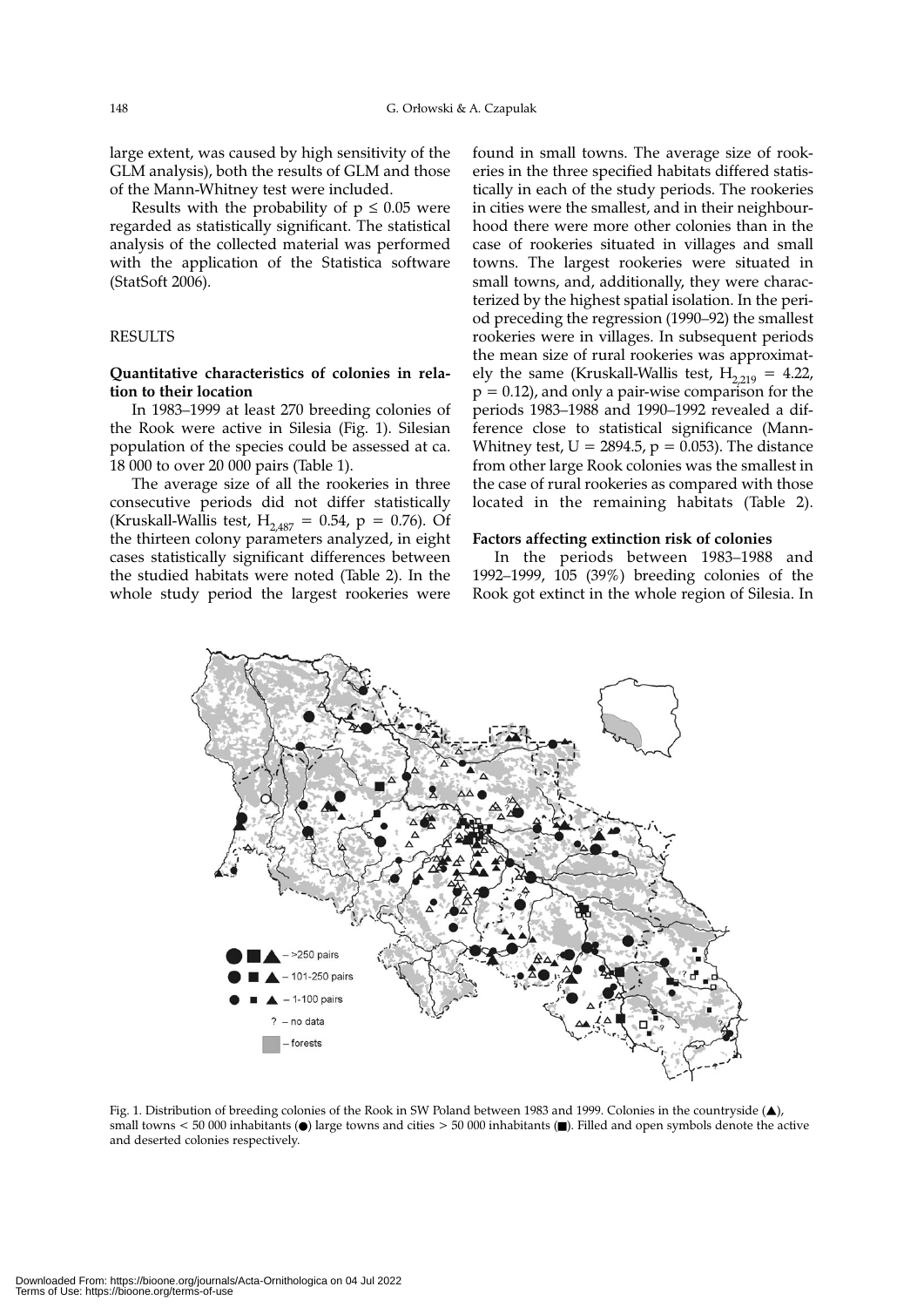large extent, was caused by high sensitivity of the GLM analysis), both the results of GLM and those of the Mann-Whitney test were included.

Results with the probability of $p \leq 0.05$ were regarded as statistically significant. The statistical analysis of the collected material was performed with the application of the Statistica software (StatSoft 2006).

## RESULTS

### Quantitative characteristics of colonies in relation to their location

In 1983–1999 at least 270 breeding colonies of the Rook were active in Silesia (Fig. 1). Silesian population of the species could be assessed at ca. 18 000 to over 20 000 pairs (Table 1).

The average size of all the rookeries in three consecutive periods did not differ statistically (Kruskall-Wallis test, $H_{2,487} = 0.54$, $p = 0.76$). Of the thirteen colony parameters analyzed, in eight cases statistically significant differences between the studied habitats were noted (Table 2). In the whole study period the largest rookeries were found in small towns. The average size of rookeries in the three specified habitats differed statistically in each of the study periods. The rookeries in cities were the smallest, and in their neighbourhood there were more other colonies than in the case of rookeries situated in villages and small towns. The largest rookeries were situated in small towns, and, additionally, they were characterized by the highest spatial isolation. In the period preceding the regression (1990–92) the smallest rookeries were in villages. In subsequent periods the mean size of rural rookeries was approximately the same (Kruskall-Wallis test, $H_{2,219} = 4.22$, $p = 0.12$), and only a pair-wise comparison for the periods 1983–1988 and 1990–1992 revealed a difference close to statistical significance (Mann-Whitney test, $U = 2894.5$, $p = 0.053$). The distance from other large Rook colonies was the smallest in the case of rural rookeries as compared with those located in the remaining habitats (Table 2).

### Factors affecting extinction risk of colonies

In the periods between 1983–1988 and 1992–1999, 105 (39%) breeding colonies of the Rook got extinct in the whole region of Silesia. In

– >250 pairs
– 101-250 pairs
– 1-100 pairs
? – no data
– forests

Fig. 1. Distribution of breeding colonies of the Rook in SW Poland between 1983 and 1999. Colonies in the countryside (▲), small towns < 50 000 inhabitants (●) large towns and cities > 50 000 inhabitants (■). Filled and open symbols denote the active and deserted colonies respectively.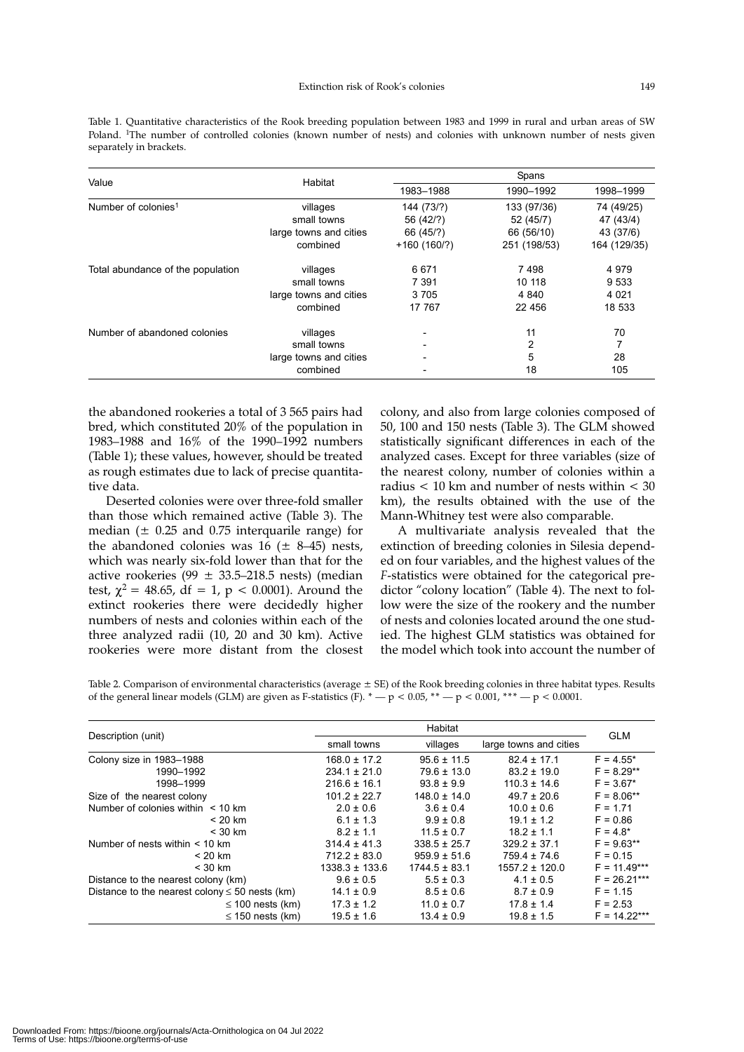Table 1. Quantitative characteristics of the Rook breeding population between 1983 and 1999 in rural and urban areas of SW Poland. [1]The number of controlled colonies (known number of nests) and colonies with unknown number of nests given separately in brackets.

| Value | Habitat | Spans | | |
|---|---|---|---|---|
| | | 1983–1988 | 1990–1992 | 1998–1999 |
| Number of colonies[1] | villages | 144 (73/?) | 133 (97/36) | 74 (49/25) |
| | small towns | 56 (42/?) | 52 (45/7) | 47 (43/4) |
| | large towns and cities | 66 (45/?) | 66 (56/10) | 43 (37/6) |
| | combined | +160 (160/?) | 251 (198/53) | 164 (129/35) |
| Total abundance of the population | villages | 6 671 | 7 498 | 4 979 |
| | small towns | 7 391 | 10 118 | 9 533 |
| | large towns and cities | 3 705 | 4 840 | 4 021 |
| | combined | 17 767 | 22 456 | 18 533 |
| Number of abandoned colonies | villages | - | 11 | 70 |
| | small towns | - | 2 | 7 |
| | large towns and cities | - | 5 | 28 |
| | combined | - | 18 | 105 |

the abandoned rookeries a total of 3 565 pairs had bred, which constituted 20% of the population in 1983–1988 and 16% of the 1990–1992 numbers (Table 1); these values, however, should be treated as rough estimates due to lack of precise quantitative data.

Deserted colonies were over three-fold smaller than those which remained active (Table 3). The median (± 0.25 and 0.75 interquarile range) for the abandoned colonies was 16 (± 8–45) nests, which was nearly six-fold lower than that for the active rookeries (99 ± 33.5–218.5 nests) (median test, $\chi^2 = 48.65$, df = 1, $p < 0.0001$). Around the extinct rookeries there were decidedly higher numbers of nests and colonies within each of the three analyzed radii (10, 20 and 30 km). Active rookeries were more distant from the closest colony, and also from large colonies composed of 50, 100 and 150 nests (Table 3). The GLM showed statistically significant differences in each of the analyzed cases. Except for three variables (size of the nearest colony, number of colonies within a radius < 10 km and number of nests within < 30 km), the results obtained with the use of the Mann-Whitney test were also comparable.

A multivariate analysis revealed that the extinction of breeding colonies in Silesia depended on four variables, and the highest values of the *F*-statistics were obtained for the categorical predictor "colony location" (Table 4). The next to follow were the size of the rookery and the number of nests and colonies located around the one studied. The highest GLM statistics was obtained for the model which took into account the number of

Table 2. Comparison of environmental characteristics (average ± SE) of the Rook breeding colonies in three habitat types. Results of the general linear models (GLM) are given as F-statistics (F). * — $p < 0.05$, ** — $p < 0.001$, *** — $p < 0.0001$.

| Description (unit) | Habitat | | | GLM |
|---|---|---|---|---|
| | small towns | villages | large towns and cities | |
| Colony size in 1983–1988 | 168.0 ± 17.2 | 95.6 ± 11.5 | 82.4 ± 17.1 | F = 4.55* |
| 1990–1992 | 234.1 ± 21.0 | 79.6 ± 13.0 | 83.2 ± 19.0 | F = 8.29** |
| 1998–1999 | 216.6 ± 16.1 | 93.8 ± 9.9 | 110.3 ± 14.6 | F = 3.67* |
| Size of the nearest colony | 101.2 ± 22.7 | 148.0 ± 14.0 | 49.7 ± 20.6 | F = 8.06** |
| Number of colonies within < 10 km | 2.0 ± 0.6 | 3.6 ± 0.4 | 10.0 ± 0.6 | F = 1.71 |
| < 20 km | 6.1 ± 1.3 | 9.9 ± 0.8 | 19.1 ± 1.2 | F = 0.86 |
| < 30 km | 8.2 ± 1.1 | 11.5 ± 0.7 | 18.2 ± 1.1 | F = 4.8* |
| Number of nests within < 10 km | 314.4 ± 41.3 | 338.5 ± 25.7 | 329.2 ± 37.1 | F = 9.63** |
| < 20 km | 712.2 ± 83.0 | 959.9 ± 51.6 | 759.4 ± 74.6 | F = 0.15 |
| < 30 km | 1338.3 ± 133.6 | 1744.5 ± 83.1 | 1557.2 ± 120.0 | F = 11.49*** |
| Distance to the nearest colony (km) | 9.6 ± 0.5 | 5.5 ± 0.3 | 4.1 ± 0.5 | F = 26.21*** |
| Distance to the nearest colony ≤ 50 nests (km) | 14.1 ± 0.9 | 8.5 ± 0.6 | 8.7 ± 0.9 | F = 1.15 |
| ≤ 100 nests (km) | 17.3 ± 1.2 | 11.0 ± 0.7 | 17.8 ± 1.4 | F = 2.53 |
| ≤ 150 nests (km) | 19.5 ± 1.6 | 13.4 ± 0.9 | 19.8 ± 1.5 | F = 14.22*** |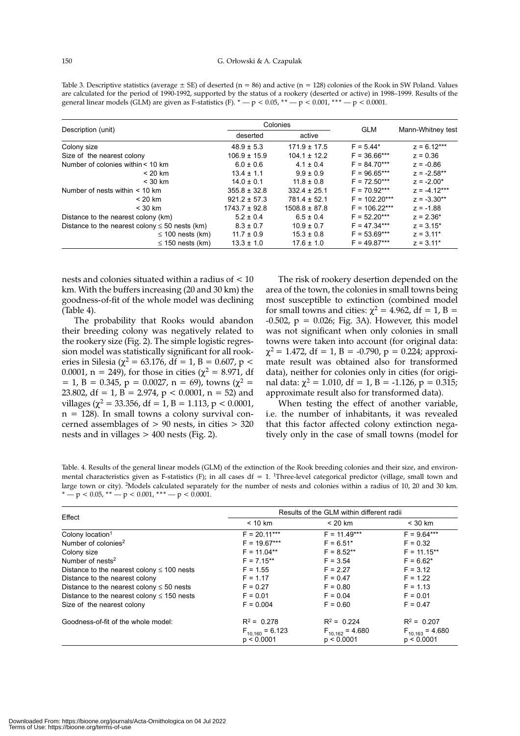Table 3. Descriptive statistics (average ± SE) of deserted (n = 86) and active (n = 128) colonies of the Rook in SW Poland. Values are calculated for the period of 1990-1992, supported by the status of a rookery (deserted or active) in 1998–1999. Results of the general linear models (GLM) are given as F-statistics (F). * — p < 0.05, ** — p < 0.001, *** — p < 0.0001.

| Description (unit) | Colonies | | GLM | Mann-Whitney test |
|---|---|---|---|---|
| | deserted | active | | |
| Colony size | 48.9 ± 5.3 | 171.9 ± 17.5 | F = 5.44* | z = 6.12*** |
| Size of the nearest colony | 106.9 ± 15.9 | 104.1 ± 12.2 | F = 36.66*** | z = 0.36 |
| Number of colonies within < 10 km | 6.0 ± 0.6 | 4.1 ± 0.4 | F = 84.70*** | z = -0.86 |
| < 20 km | 13.4 ± 1.1 | 9.9 ± 0.9 | F = 96.65*** | z = -2.58** |
| < 30 km | 14.0 ± 0.1 | 11.8 ± 0.8 | F = 72.50*** | z = -2.00* |
| Number of nests within < 10 km | 355.8 ± 32.8 | 332.4 ± 25.1 | F = 70.92*** | z = -4.12*** |
| < 20 km | 921.2 ± 57.3 | 781.4 ± 52.1 | F = 102.20*** | z = -3.30** |
| < 30 km | 1743.7 ± 92.8 | 1508.8 ± 87.8 | F = 106.22*** | z = -1.88 |
| Distance to the nearest colony (km) | 5.2 ± 0.4 | 6.5 ± 0.4 | F = 52.20*** | z = 2.36* |
| Distance to the nearest colony ≤ 50 nests (km) | 8.3 ± 0.7 | 10.9 ± 0.7 | F = 47.34*** | z = 3.15* |
| ≤ 100 nests (km) | 11.7 ± 0.9 | 15.3 ± 0.8 | F = 53.69*** | z = 3.11* |
| ≤ 150 nests (km) | 13.3 ± 1.0 | 17.6 ± 1.0 | F = 49.87*** | z = 3.11* |

nests and colonies situated within a radius of < 10 km. With the buffers increasing (20 and 30 km) the goodness-of-fit of the whole model was declining (Table 4).

The probability that Rooks would abandon their breeding colony was negatively related to the rookery size (Fig. 2). The simple logistic regression model was statistically significant for all rookeries in Silesia ($\chi^2$ = 63.176, df = 1, B = 0.607, p < 0.0001, n = 249), for those in cities ($\chi^2$ = 8.971, df = 1, B = 0.345, p = 0.0027, n = 69), towns ($\chi^2$ = 23.802, df = 1, B = 2.974, p < 0.0001, n = 52) and villages ($\chi^2$ = 33.356, df = 1, B = 1.113, p < 0.0001, n = 128). In small towns a colony survival concerned assemblages of > 90 nests, in cities > 320 nests and in villages > 400 nests (Fig. 2).

The risk of rookery desertion depended on the area of the town, the colonies in small towns being most susceptible to extinction (combined model for small towns and cities: $\chi^2$ = 4.962, df = 1, B = -0.502, p = 0.026; Fig. 3A). However, this model was not significant when only colonies in small towns were taken into account (for original data: $\chi^2$ = 1.472, df = 1, B = -0.790, p = 0.224; approximate result was obtained also for transformed data), neither for colonies only in cities (for original data: $\chi^2$ = 1.010, df = 1, B = -1.126, p = 0.315; approximate result also for transformed data).

When testing the effect of another variable, i.e. the number of inhabitants, it was revealed that this factor affected colony extinction negatively only in the case of small towns (model for

Table. 4. Results of the general linear models (GLM) of the extinction of the Rook breeding colonies and their size, and environmental characteristics given as F-statistics (F); in all cases df = 1. [1]Three-level categorical predictor (village, small town and large town or city). [2]Models calculated separately for the number of nests and colonies within a radius of 10, 20 and 30 km. * — p < 0.05, ** — p < 0.001, *** — p < 0.0001.

| Effect | Results of the GLM within different radii | | |
|---|---|---|---|
| | < 10 km | < 20 km | < 30 km |
| Colony location[1] | F = 20.11*** | F = 11.49*** | F = 9.64*** |
| Number of colonies[2] | F = 19.67*** | F = 6.51* | F = 0.32 |
| Colony size | F = 11.04** | F = 8.52** | F = 11.15** |
| Number of nests[2] | F = 7.15** | F = 3.54 | F = 6.62* |
| Distance to the nearest colony ≤ 100 nests | F = 1.55 | F = 2.27 | F = 3.12 |
| Distance to the nearest colony | F = 1.17 | F = 0.47 | F = 1.22 |
| Distance to the nearest colony ≤ 50 nests | F = 0.27 | F = 0.80 | F = 1.13 |
| Distance to the nearest colony ≤ 150 nests | F = 0.01 | F = 0.04 | F = 0.01 |
| Size of the nearest colony | F = 0.004 | F = 0.60 | F = 0.47 |
| Goodness-of-fit of the whole model: | $R^2$ = 0.278, $F_{10,160}$ = 6.123, p < 0.0001 | $R^2$ = 0.224, $F_{10,162}$ = 4.680, p < 0.0001 | $R^2$ = 0.207, $F_{10,163}$ = 4.680, p < 0.0001 |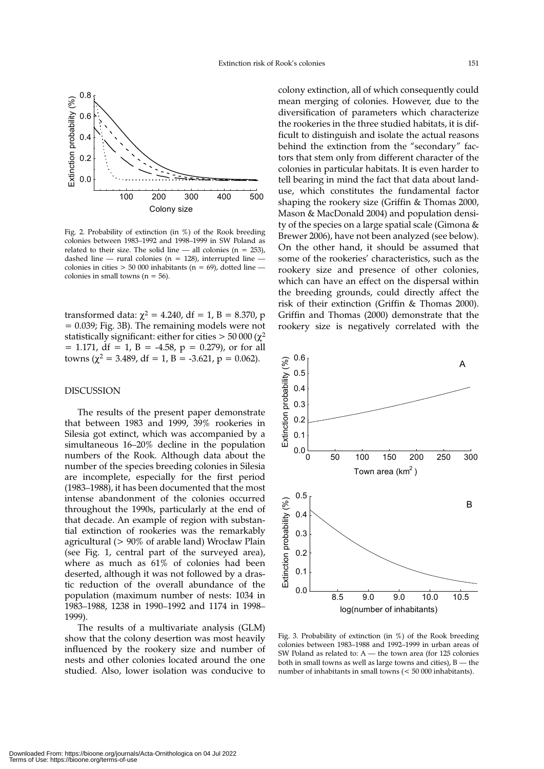0.8
0.6
0.4
0.2
0.0
Extinction probability (%)
100 200 300 400 500
Colony size

Fig. 2. Probability of extinction (in %) of the Rook breeding colonies between 1983–1992 and 1998–1999 in SW Poland as related to their size. The solid line — all colonies (n = 253), dashed line — rural colonies (n = 128), interrupted line — colonies in cities > 50 000 inhabitants (n = 69), dotted line — colonies in small towns (n = 56).

transformed data: $\chi^2 = 4.240$, df = 1, B = 8.370, p = 0.039; Fig. 3B). The remaining models were not statistically significant: either for cities > 50 000 ($\chi^2 = 1.171$, df = 1, B = -4.58, p = 0.279), or for all towns ($\chi^2 = 3.489$, df = 1, B = -3.621, p = 0.062).

## DISCUSSION

The results of the present paper demonstrate that between 1983 and 1999, 39% rookeries in Silesia got extinct, which was accompanied by a simultaneous 16–20% decline in the population numbers of the Rook. Although data about the number of the species breeding colonies in Silesia are incomplete, especially for the first period (1983–1988), it has been documented that the most intense abandonment of the colonies occurred throughout the 1990s, particularly at the end of that decade. An example of region with substantial extinction of rookeries was the remarkably agricultural (> 90% of arable land) Wrocław Plain (see Fig. 1, central part of the surveyed area), where as much as 61% of colonies had been deserted, although it was not followed by a drastic reduction of the overall abundance of the population (maximum number of nests: 1034 in 1983–1988, 1238 in 1990–1992 and 1174 in 1998–1999).

The results of a multivariate analysis (GLM) show that the colony desertion was most heavily influenced by the rookery size and number of nests and other colonies located around the one studied. Also, lower isolation was conducive to colony extinction, all of which consequently could mean merging of colonies. However, due to the diversification of parameters which characterize the rookeries in the three studied habitats, it is difficult to distinguish and isolate the actual reasons behind the extinction from the "secondary" factors that stem only from different character of the colonies in particular habitats. It is even harder to tell bearing in mind the fact that data about land-use, which constitutes the fundamental factor shaping the rookery size (Griffin & Thomas 2000, Mason & MacDonald 2004) and population density of the species on a large spatial scale (Gimona & Brewer 2006), have not been analyzed (see below). On the other hand, it should be assumed that some of the rookeries' characteristics, such as the rookery size and presence of other colonies, which can have an effect on the dispersal within the breeding grounds, could directly affect the risk of their extinction (Griffin & Thomas 2000). Griffin and Thomas (2000) demonstrate that the rookery size is negatively correlated with the

A
0.6
0.5
0.4
0.3
0.2
0.1
0.0
Extinction probability (%)
0 50 100 150 200 250 300
Town area (km$^2$)

B
0.5
0.4
0.3
0.2
0.1
0.0
Extinction probability (%)
8.5 9.0 9.0 10.0 10.5
log(number of inhabitants)

Fig. 3. Probability of extinction (in %) of the Rook breeding colonies between 1983–1988 and 1992–1999 in urban areas of SW Poland as related to: A — the town area (for 125 colonies both in small towns as well as large towns and cities), B — the number of inhabitants in small towns (< 50 000 inhabitants).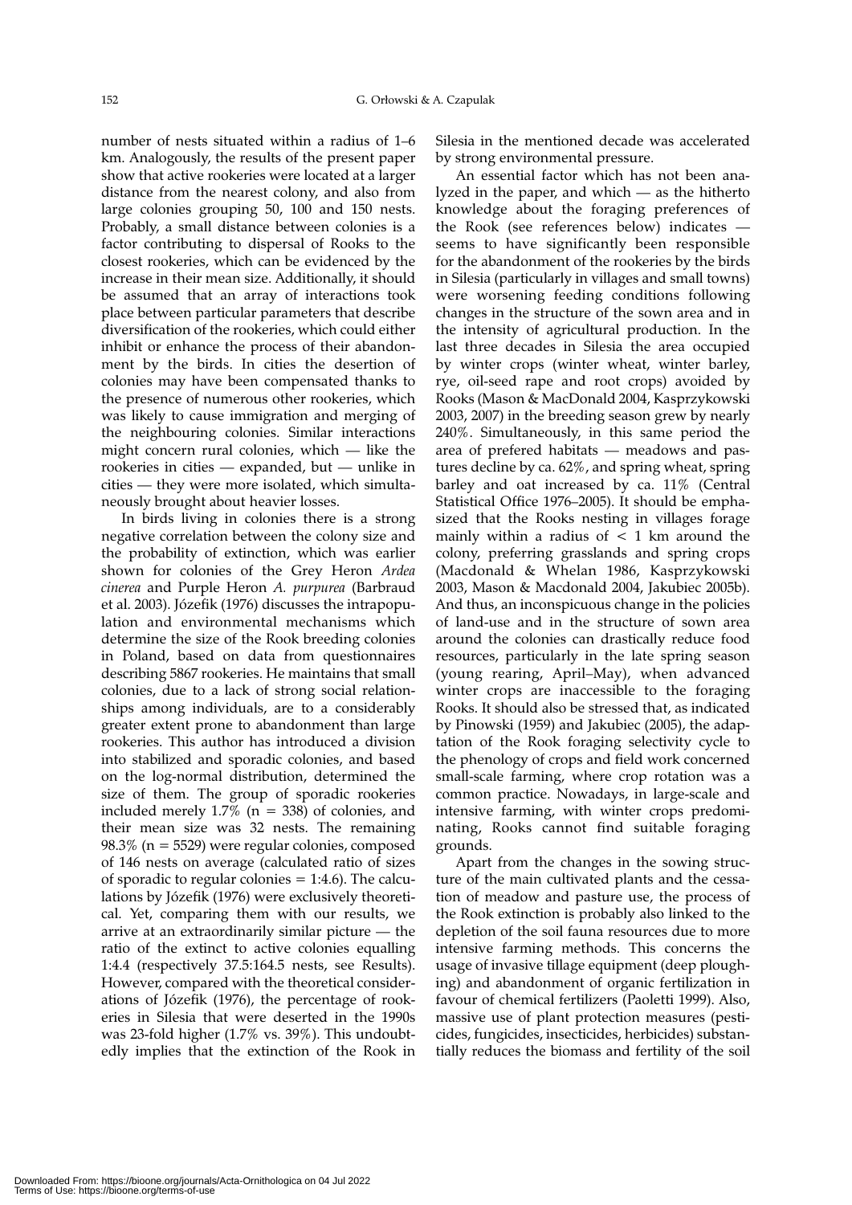number of nests situated within a radius of 1–6 km. Analogously, the results of the present paper show that active rookeries were located at a larger distance from the nearest colony, and also from large colonies grouping 50, 100 and 150 nests. Probably, a small distance between colonies is a factor contributing to dispersal of Rooks to the closest rookeries, which can be evidenced by the increase in their mean size. Additionally, it should be assumed that an array of interactions took place between particular parameters that describe diversification of the rookeries, which could either inhibit or enhance the process of their abandonment by the birds. In cities the desertion of colonies may have been compensated thanks to the presence of numerous other rookeries, which was likely to cause immigration and merging of the neighbouring colonies. Similar interactions might concern rural colonies, which — like the rookeries in cities — expanded, but — unlike in cities — they were more isolated, which simultaneously brought about heavier losses.

In birds living in colonies there is a strong negative correlation between the colony size and the probability of extinction, which was earlier shown for colonies of the Grey Heron *Ardea cinerea* and Purple Heron *A. purpurea* (Barbraud et al. 2003). Józefik (1976) discusses the intrapopulation and environmental mechanisms which determine the size of the Rook breeding colonies in Poland, based on data from questionnaires describing 5867 rookeries. He maintains that small colonies, due to a lack of strong social relationships among individuals, are to a considerably greater extent prone to abandonment than large rookeries. This author has introduced a division into stabilized and sporadic colonies, and based on the log-normal distribution, determined the size of them. The group of sporadic rookeries included merely 1.7% (n = 338) of colonies, and their mean size was 32 nests. The remaining 98.3% (n = 5529) were regular colonies, composed of 146 nests on average (calculated ratio of sizes of sporadic to regular colonies = 1:4.6). The calculations by Józefik (1976) were exclusively theoretical. Yet, comparing them with our results, we arrive at an extraordinarily similar picture — the ratio of the extinct to active colonies equalling 1:4.4 (respectively 37.5:164.5 nests, see Results). However, compared with the theoretical considerations of Józefik (1976), the percentage of rookeries in Silesia that were deserted in the 1990s was 23-fold higher (1.7% vs. 39%). This undoubtedly implies that the extinction of the Rook in Silesia in the mentioned decade was accelerated by strong environmental pressure.

An essential factor which has not been analyzed in the paper, and which — as the hitherto knowledge about the foraging preferences of the Rook (see references below) indicates — seems to have significantly been responsible for the abandonment of the rookeries by the birds in Silesia (particularly in villages and small towns) were worsening feeding conditions following changes in the structure of the sown area and in the intensity of agricultural production. In the last three decades in Silesia the area occupied by winter crops (winter wheat, winter barley, rye, oil-seed rape and root crops) avoided by Rooks (Mason & MacDonald 2004, Kasprzykowski 2003, 2007) in the breeding season grew by nearly 240%. Simultaneously, in this same period the area of prefered habitats — meadows and pastures decline by ca. 62%, and spring wheat, spring barley and oat increased by ca. 11% (Central Statistical Office 1976–2005). It should be emphasized that the Rooks nesting in villages forage mainly within a radius of < 1 km around the colony, preferring grasslands and spring crops (Macdonald & Whelan 1986, Kasprzykowski 2003, Mason & Macdonald 2004, Jakubiec 2005b). And thus, an inconspicuous change in the policies of land-use and in the structure of sown area around the colonies can drastically reduce food resources, particularly in the late spring season (young rearing, April–May), when advanced winter crops are inaccessible to the foraging Rooks. It should also be stressed that, as indicated by Pinowski (1959) and Jakubiec (2005), the adaptation of the Rook foraging selectivity cycle to the phenology of crops and field work concerned small-scale farming, where crop rotation was a common practice. Nowadays, in large-scale and intensive farming, with winter crops predominating, Rooks cannot find suitable foraging grounds.

Apart from the changes in the sowing structure of the main cultivated plants and the cessation of meadow and pasture use, the process of the Rook extinction is probably also linked to the depletion of the soil fauna resources due to more intensive farming methods. This concerns the usage of invasive tillage equipment (deep ploughing) and abandonment of organic fertilization in favour of chemical fertilizers (Paoletti 1999). Also, massive use of plant protection measures (pesticides, fungicides, insecticides, herbicides) substantially reduces the biomass and fertility of the soil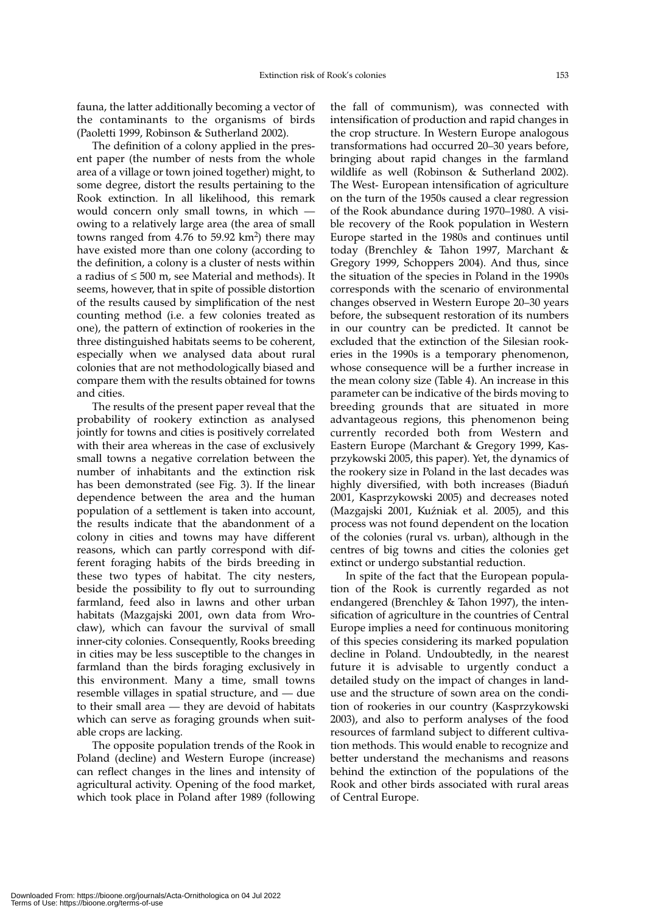fauna, the latter additionally becoming a vector of the contaminants to the organisms of birds (Paoletti 1999, Robinson & Sutherland 2002).

The definition of a colony applied in the present paper (the number of nests from the whole area of a village or town joined together) might, to some degree, distort the results pertaining to the Rook extinction. In all likelihood, this remark would concern only small towns, in which — owing to a relatively large area (the area of small towns ranged from 4.76 to 59.92 km$^2$) there may have existed more than one colony (according to the definition, a colony is a cluster of nests within a radius of ≤ 500 m, see Material and methods). It seems, however, that in spite of possible distortion of the results caused by simplification of the nest counting method (i.e. a few colonies treated as one), the pattern of extinction of rookeries in the three distinguished habitats seems to be coherent, especially when we analysed data about rural colonies that are not methodologically biased and compare them with the results obtained for towns and cities.

The results of the present paper reveal that the probability of rookery extinction as analysed jointly for towns and cities is positively correlated with their area whereas in the case of exclusively small towns a negative correlation between the number of inhabitants and the extinction risk has been demonstrated (see Fig. 3). If the linear dependence between the area and the human population of a settlement is taken into account, the results indicate that the abandonment of a colony in cities and towns may have different reasons, which can partly correspond with different foraging habits of the birds breeding in these two types of habitat. The city nesters, beside the possibility to fly out to surrounding farmland, feed also in lawns and other urban habitats (Mazgajski 2001, own data from Wrocław), which can favour the survival of small inner-city colonies. Consequently, Rooks breeding in cities may be less susceptible to the changes in farmland than the birds foraging exclusively in this environment. Many a time, small towns resemble villages in spatial structure, and — due to their small area — they are devoid of habitats which can serve as foraging grounds when suitable crops are lacking.

The opposite population trends of the Rook in Poland (decline) and Western Europe (increase) can reflect changes in the lines and intensity of agricultural activity. Opening of the food market, which took place in Poland after 1989 (following the fall of communism), was connected with intensification of production and rapid changes in the crop structure. In Western Europe analogous transformations had occurred 20–30 years before, bringing about rapid changes in the farmland wildlife as well (Robinson & Sutherland 2002). The West- European intensification of agriculture on the turn of the 1950s caused a clear regression of the Rook abundance during 1970–1980. A visible recovery of the Rook population in Western Europe started in the 1980s and continues until today (Brenchley & Tahon 1997, Marchant & Gregory 1999, Schoppers 2004). And thus, since the situation of the species in Poland in the 1990s corresponds with the scenario of environmental changes observed in Western Europe 20–30 years before, the subsequent restoration of its numbers in our country can be predicted. It cannot be excluded that the extinction of the Silesian rookeries in the 1990s is a temporary phenomenon, whose consequence will be a further increase in the mean colony size (Table 4). An increase in this parameter can be indicative of the birds moving to breeding grounds that are situated in more advantageous regions, this phenomenon being currently recorded both from Western and Eastern Europe (Marchant & Gregory 1999, Kasprzykowski 2005, this paper). Yet, the dynamics of the rookery size in Poland in the last decades was highly diversified, with both increases (Biaduń 2001, Kasprzykowski 2005) and decreases noted (Mazgajski 2001, Kuźniak et al. 2005), and this process was not found dependent on the location of the colonies (rural vs. urban), although in the centres of big towns and cities the colonies get extinct or undergo substantial reduction.

In spite of the fact that the European population of the Rook is currently regarded as not endangered (Brenchley & Tahon 1997), the intensification of agriculture in the countries of Central Europe implies a need for continuous monitoring of this species considering its marked population decline in Poland. Undoubtedly, in the nearest future it is advisable to urgently conduct a detailed study on the impact of changes in land-use and the structure of sown area on the condition of rookeries in our country (Kasprzykowski 2003), and also to perform analyses of the food resources of farmland subject to different cultivation methods. This would enable to recognize and better understand the mechanisms and reasons behind the extinction of the populations of the Rook and other birds associated with rural areas of Central Europe.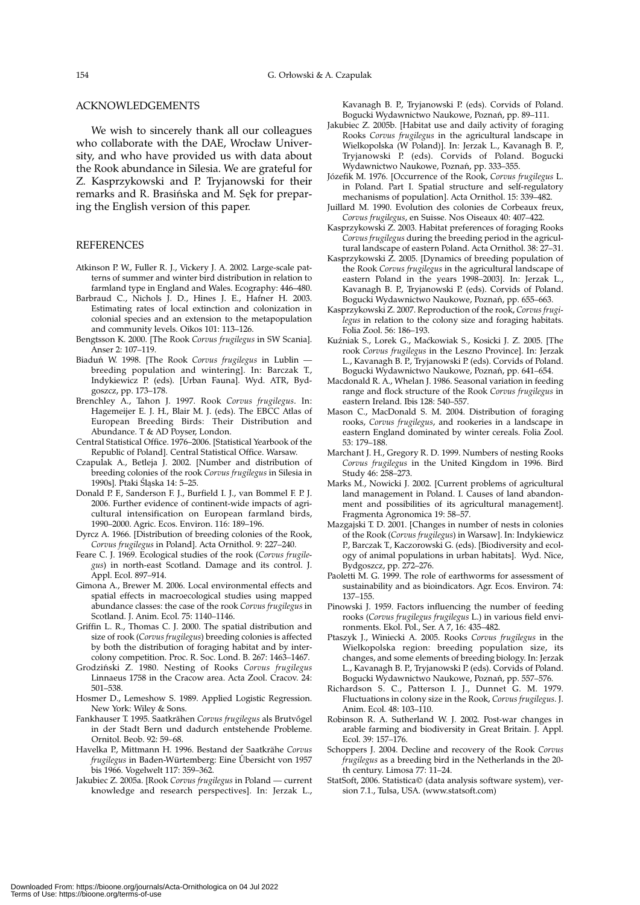## ACKNOWLEDGEMENTS

We wish to sincerely thank all our colleagues who collaborate with the DAE, Wrocław University, and who have provided us with data about the Rook abundance in Silesia. We are grateful for Z. Kasprzykowski and P. Tryjanowski for their remarks and R. Brasińska and M. Sęk for preparing the English version of this paper.

## REFERENCES

- Atkinson P. W., Fuller R. J., Vickery J. A. 2002. Large-scale patterns of summer and winter bird distribution in relation to farmland type in England and Wales. Ecography: 446–480.
- Barbraud C., Nichols J. D., Hines J. E., Hafner H. 2003. Estimating rates of local extinction and colonization in colonial species and an extension to the metapopulation and community levels. Oikos 101: 113–126.
- Bengtsson K. 2000. [The Rook *Corvus frugilegus* in SW Scania]. Anser 2: 107–119.
- Biaduń W. 1998. [The Rook *Corvus frugilegus* in Lublin — breeding population and wintering]. In: Barczak T., Indykiewicz P. (eds). [Urban Fauna]. Wyd. ATR, Bydgoszcz, pp. 173–178.
- Brenchley A., Tahon J. 1997. Rook *Corvus frugilegus*. In: Hagemeijer E. J. H., Blair M. J. (eds). The EBCC Atlas of European Breeding Birds: Their Distribution and Abundance. T & AD Poyser, London.
- Central Statistical Office. 1976–2006. [Statistical Yearbook of the Republic of Poland]. Central Statistical Office. Warsaw.
- Czapulak A., Betleja J. 2002. [Number and distribution of breeding colonies of the rook *Corvus frugilegus* in Silesia in 1990s]. Ptaki Śląska 14: 5–25.
- Donald P. F., Sanderson F. J., Burfield I. J., van Bommel F. P. J. 2006. Further evidence of continent-wide impacts of agricultural intensification on European farmland birds, 1990–2000. Agric. Ecos. Environ. 116: 189–196.
- Dyrcz A. 1966. [Distribution of breeding colonies of the Rook, *Corvus frugilegus* in Poland]. Acta Ornithol. 9: 227–240.
- Feare C. J. 1969. Ecological studies of the rook (*Corvus frugilegus*) in north-east Scotland. Damage and its control. J. Appl. Ecol. 897–914.
- Gimona A., Brewer M. 2006. Local environmental effects and spatial effects in macroecological studies using mapped abundance classes: the case of the rook *Corvus frugilegus* in Scotland. J. Anim. Ecol. 75: 1140–1146.
- Griffin L. R., Thomas C. J. 2000. The spatial distribution and size of rook (*Corvus frugilegus*) breeding colonies is affected by both the distribution of foraging habitat and by intercolony competition. Proc. R. Soc. Lond. B. 267: 1463–1467.
- Grodziński Z. 1980. Nesting of Rooks *Corvus frugilegus* Linnaeus 1758 in the Cracow area. Acta Zool. Cracov. 24: 501–538.
- Hosmer D., Lemeshow S. 1989. Applied Logistic Regression. New York: Wiley & Sons.
- Fankhauser T. 1995. Saatkrähen *Corvus frugilegus* als Brutvőgel in der Stadt Bern und dadurch entstehende Probleme. Ornitol. Beob. 92: 59–68.
- Havelka P., Mittmann H. 1996. Bestand der Saatkrähe *Corvus frugilegus* in Baden-Würtemberg: Eine Űbersicht von 1957 bis 1966. Vogelwelt 117: 359–362.
- Jakubiec Z. 2005a. [Rook *Corvus frugilegus* in Poland — current knowledge and research perspectives]. In: Jerzak L., Kavanagh B. P., Tryjanowski P. (eds). Corvids of Poland. Bogucki Wydawnictwo Naukowe, Poznań, pp. 89–111.
- Jakubiec Z. 2005b. [Habitat use and daily activity of foraging Rooks *Corvus frugilegus* in the agricultural landscape in Wielkopolska (W Poland)]. In: Jerzak L., Kavanagh B. P., Tryjanowski P. (eds). Corvids of Poland. Bogucki Wydawnictwo Naukowe, Poznań, pp. 333–355.
- Józefik M. 1976. [Occurrence of the Rook, *Corvus frugilegus* L. in Poland. Part I. Spatial structure and self-regulatory mechanisms of population]. Acta Ornithol. 15: 339–482.
- Juillard M. 1990. Evolution des colonies de Corbeaux freux, *Corvus frugilegus*, en Suisse. Nos Oiseaux 40: 407–422.
- Kasprzykowski Z. 2003. Habitat preferences of foraging Rooks *Corvus frugilegus* during the breeding period in the agricultural landscape of eastern Poland. Acta Ornithol. 38: 27–31.
- Kasprzykowski Z. 2005. [Dynamics of breeding population of the Rook *Corvus frugilegus* in the agricultural landscape of eastern Poland in the years 1998–2003]. In: Jerzak L., Kavanagh B. P., Tryjanowski P. (eds). Corvids of Poland. Bogucki Wydawnictwo Naukowe, Poznań, pp. 655–663.
- Kasprzykowski Z. 2007. Reproduction of the rook, *Corvus frugilegus* in relation to the colony size and foraging habitats. Folia Zool. 56: 186–193.
- Kuźniak S., Lorek G., Maćkowiak S., Kosicki J. Z. 2005. [The rook *Corvus frugilegus* in the Leszno Province]. In: Jerzak L., Kavanagh B. P., Tryjanowski P. (eds). Corvids of Poland. Bogucki Wydawnictwo Naukowe, Poznań, pp. 641–654.
- Macdonald R. A., Whelan J. 1986. Seasonal variation in feeding range and flock structure of the Rook *Corvus frugilegus* in eastern Ireland. Ibis 128: 540–557.
- Mason C., MacDonald S. M. 2004. Distribution of foraging rooks, *Corvus frugilegus*, and rookeries in a landscape in eastern England dominated by winter cereals. Folia Zool. 53: 179–188.
- Marchant J. H., Gregory R. D. 1999. Numbers of nesting Rooks *Corvus frugilegus* in the United Kingdom in 1996. Bird Study 46: 258–273.
- Marks M., Nowicki J. 2002. [Current problems of agricultural land management in Poland. I. Causes of land abandonment and possibilities of its agricultural management]. Fragmenta Agronomica 19: 58–57.
- Mazgajski T. D. 2001. [Changes in number of nests in colonies of the Rook (*Corvus frugilegus*) in Warsaw]. In: Indykiewicz P., Barczak T., Kaczorowski G. (eds). [Biodiversity and ecology of animal populations in urban habitats]. Wyd. Nice, Bydgoszcz, pp. 272–276.
- Paoletti M. G. 1999. The role of earthworms for assessment of sustainability and as bioindicators. Agr. Ecos. Environ. 74: 137–155.
- Pinowski J. 1959. Factors influencing the number of feeding rooks (*Corvus frugilegus frugilegus* L.) in various field environments. Ekol. Pol., Ser. A 7, 16: 435–482.
- Ptaszyk J., Winiecki A. 2005. Rooks *Corvus frugilegus* in the Wielkopolska region: breeding population size, its changes, and some elements of breeding biology. In: Jerzak L., Kavanagh B. P., Tryjanowski P. (eds). Corvids of Poland. Bogucki Wydawnictwo Naukowe, Poznań, pp. 557–576.
- Richardson S. C., Patterson I. J., Dunnet G. M. 1979. Fluctuations in colony size in the Rook, *Corvus frugilegus*. J. Anim. Ecol. 48: 103–110.
- Robinson R. A. Sutherland W. J. 2002. Post-war changes in arable farming and biodiversity in Great Britain. J. Appl. Ecol. 39: 157–176.
- Schoppers J. 2004. Decline and recovery of the Rook *Corvus frugilegus* as a breeding bird in the Netherlands in the 20-th century. Limosa 77: 11–24.
- StatSoft, 2006. Statistica© (data analysis software system), version 7.1., Tulsa, USA. (www.statsoft.com)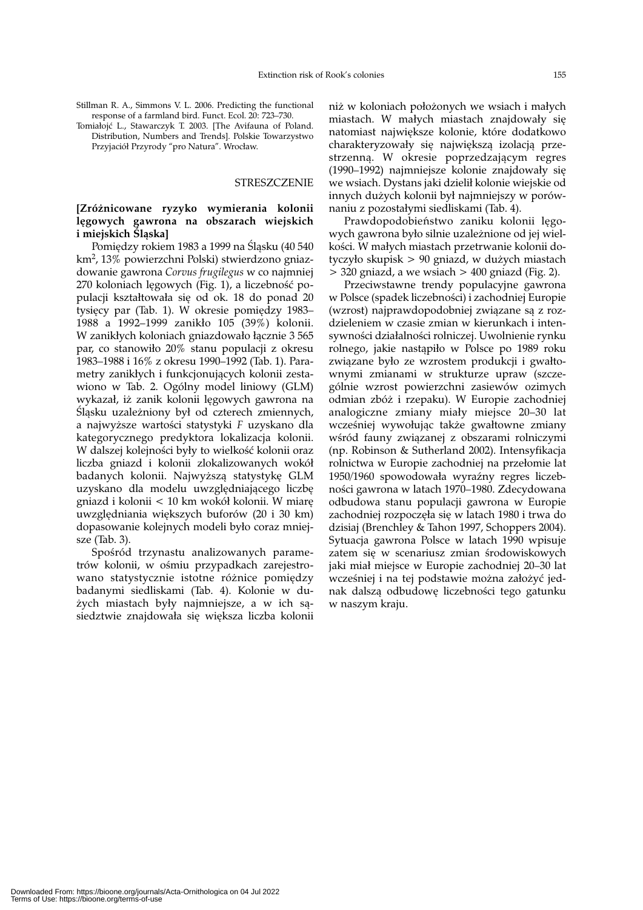Stillman R. A., Simmons V. L. 2006. Predicting the functional response of a farmland bird. Funct. Ecol. 20: 723–730.

Tomiałojć L., Stawarczyk T. 2003. [The Avifauna of Poland. Distribution, Numbers and Trends]. Polskie Towarzystwo Przyjaciół Przyrody "pro Natura". Wrocław.

## STRESZCZENIE

**[Zróżnicowane ryzyko wymierania kolonii lęgowych gawrona na obszarach wiejskich i miejskich Śląska]**

Pomiędzy rokiem 1983 a 1999 na Śląsku (40 540 km$^2$, 13% powierzchni Polski) stwierdzono gniazdowanie gawrona *Corvus frugilegus* w co najmniej 270 koloniach lęgowych (Fig. 1), a liczebność populacji kształtowała się od ok. 18 do ponad 20 tysięcy par (Tab. 1). W okresie pomiędzy 1983–1988 a 1992–1999 zanikło 105 (39%) kolonii. W zanikłych koloniach gniazdowało łącznie 3 565 par, co stanowiło 20% stanu populacji z okresu 1983–1988 i 16% z okresu 1990–1992 (Tab. 1). Parametry zanikłych i funkcjonujących kolonii zestawiono w Tab. 2. Ogólny model liniowy (GLM) wykazał, iż zanik kolonii lęgowych gawrona na Śląsku uzależniony był od czterech zmiennych, a najwyższe wartości statystyki *F* uzyskano dla kategorycznego predyktora lokalizacja kolonii. W dalszej kolejności były to wielkość kolonii oraz liczba gniazd i kolonii zlokalizowanych wokół badanych kolonii. Najwyższą statystykę GLM uzyskano dla modelu uwzględniającego liczbę gniazd i kolonii < 10 km wokół kolonii. W miarę uwzględniania większych buforów (20 i 30 km) dopasowanie kolejnych modeli było coraz mniejsze (Tab. 3).

Spośród trzynastu analizowanych parametrów kolonii, w ośmiu przypadkach zarejestrowano statystycznie istotne różnice pomiędzy badanymi siedliskami (Tab. 4). Kolonie w dużych miastach były najmniejsze, a w ich sąsiedztwie znajdowała się większa liczba kolonii niż w koloniach położonych we wsiach i małych miastach. W małych miastach znajdowały się natomiast największe kolonie, które dodatkowo charakteryzowały się największą izolacją przestrzenną. W okresie poprzedzającym regres (1990–1992) najmniejsze kolonie znajdowały się we wsiach. Dystans jaki dzielił kolonie wiejskie od innych dużych kolonii był najmniejszy w porównaniu z pozostałymi siedliskami (Tab. 4).

Prawdopodobieństwo zaniku kolonii lęgowych gawrona było silnie uzależnione od jej wielkości. W małych miastach przetrwanie kolonii dotyczyło skupisk > 90 gniazd, w dużych miastach > 320 gniazd, a we wsiach > 400 gniazd (Fig. 2).

Przeciwstawne trendy populacyjne gawrona w Polsce (spadek liczebności) i zachodniej Europie (wzrost) najprawdopodobniej związane są z rozdzieleniem w czasie zmian w kierunkach i intensywności działalności rolniczej. Uwolnienie rynku rolnego, jakie nastąpiło w Polsce po 1989 roku związane było ze wzrostem produkcji i gwałtownymi zmianami w strukturze upraw (szczególnie wzrost powierzchni zasiewów ozimych odmian zbóż i rzepaku). W Europie zachodniej analogiczne zmiany miały miejsce 20–30 lat wcześniej wywołując także gwałtowne zmiany wśród fauny związanej z obszarami rolniczymi (np. Robinson & Sutherland 2002). Intensyfikacja rolnictwa w Europie zachodniej na przełomie lat 1950/1960 spowodowała wyraźny regres liczebności gawrona w latach 1970–1980. Zdecydowana odbudowa stanu populacji gawrona w Europie zachodniej rozpoczęła się w latach 1980 i trwa do dzisiaj (Brenchley & Tahon 1997, Schoppers 2004). Sytuacja gawrona Polsce w latach 1990 wpisuje zatem się w scenariusz zmian środowiskowych jaki miał miejsce w Europie zachodniej 20–30 lat wcześniej i na tej podstawie można założyć jednak dalszą odbudowę liczebności tego gatunku w naszym kraju.